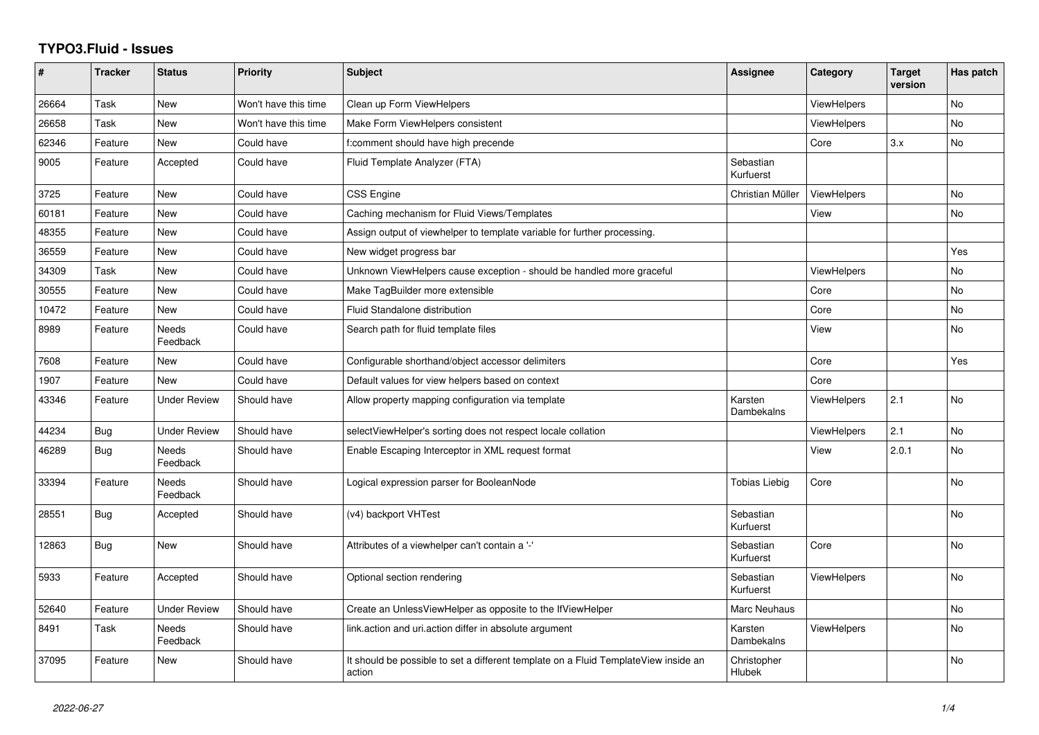# TYPO3.Fluid - Issues

| # | Tracker | Status | Priority | Subject | Assignee | Category | Target version | Has patch |
|---|---|---|---|---|---|---|---|---|
| 26664 | Task | New | Won't have this time | Clean up Form ViewHelpers | | ViewHelpers | | No |
| 26658 | Task | New | Won't have this time | Make Form ViewHelpers consistent | | ViewHelpers | | No |
| 62346 | Feature | New | Could have | f:comment should have high precende | | Core | 3.x | No |
| 9005 | Feature | Accepted | Could have | Fluid Template Analyzer (FTA) | Sebastian Kurfuerst | | | |
| 3725 | Feature | New | Could have | CSS Engine | Christian Müller | ViewHelpers | | No |
| 60181 | Feature | New | Could have | Caching mechanism for Fluid Views/Templates | | View | | No |
| 48355 | Feature | New | Could have | Assign output of viewhelper to template variable for further processing. | | | | |
| 36559 | Feature | New | Could have | New widget progress bar | | | | Yes |
| 34309 | Task | New | Could have | Unknown ViewHelpers cause exception - should be handled more graceful | | ViewHelpers | | No |
| 30555 | Feature | New | Could have | Make TagBuilder more extensible | | Core | | No |
| 10472 | Feature | New | Could have | Fluid Standalone distribution | | Core | | No |
| 8989 | Feature | Needs Feedback | Could have | Search path for fluid template files | | View | | No |
| 7608 | Feature | New | Could have | Configurable shorthand/object accessor delimiters | | Core | | Yes |
| 1907 | Feature | New | Could have | Default values for view helpers based on context | | Core | | |
| 43346 | Feature | Under Review | Should have | Allow property mapping configuration via template | Karsten Dambekalns | ViewHelpers | 2.1 | No |
| 44234 | Bug | Under Review | Should have | selectViewHelper's sorting does not respect locale collation | | ViewHelpers | 2.1 | No |
| 46289 | Bug | Needs Feedback | Should have | Enable Escaping Interceptor in XML request format | | View | 2.0.1 | No |
| 33394 | Feature | Needs Feedback | Should have | Logical expression parser for BooleanNode | Tobias Liebig | Core | | No |
| 28551 | Bug | Accepted | Should have | (v4) backport VHTest | Sebastian Kurfuerst | | | No |
| 12863 | Bug | New | Should have | Attributes of a viewhelper can't contain a '-' | Sebastian Kurfuerst | Core | | No |
| 5933 | Feature | Accepted | Should have | Optional section rendering | Sebastian Kurfuerst | ViewHelpers | | No |
| 52640 | Feature | Under Review | Should have | Create an UnlessViewHelper as opposite to the IfViewHelper | Marc Neuhaus | | | No |
| 8491 | Task | Needs Feedback | Should have | link.action and uri.action differ in absolute argument | Karsten Dambekalns | ViewHelpers | | No |
| 37095 | Feature | New | Should have | It should be possible to set a different template on a Fluid TemplateView inside an action | Christopher Hlubek | | | No |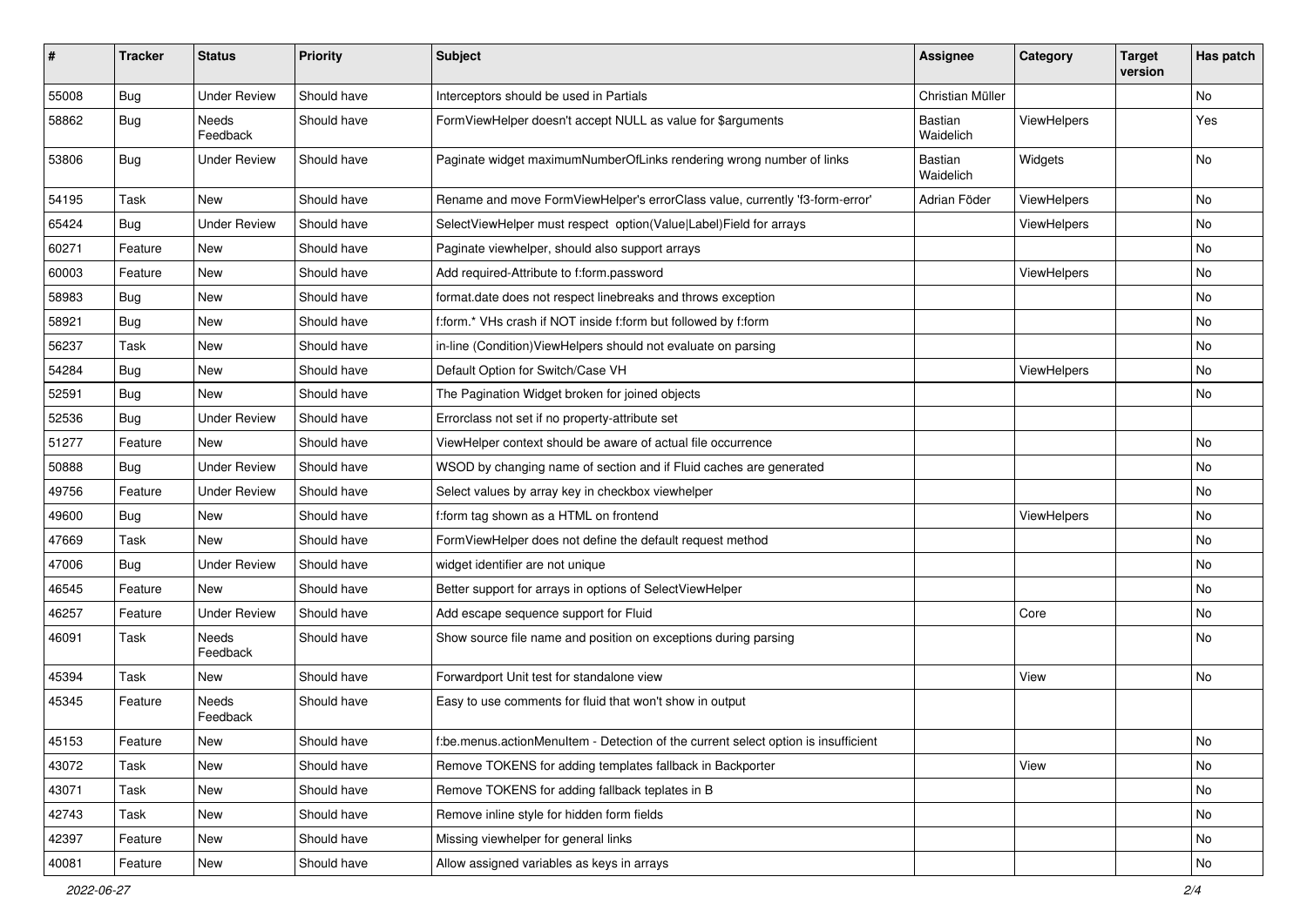| # | Tracker | Status | Priority | Subject | Assignee | Category | Target version | Has patch |
|---|---|---|---|---|---|---|---|---|
| 55008 | Bug | Under Review | Should have | Interceptors should be used in Partials | Christian Müller | | | No |
| 58862 | Bug | Needs Feedback | Should have | FormViewHelper doesn't accept NULL as value for $arguments | Bastian Waidelich | ViewHelpers | | Yes |
| 53806 | Bug | Under Review | Should have | Paginate widget maximumNumberOfLinks rendering wrong number of links | Bastian Waidelich | Widgets | | No |
| 54195 | Task | New | Should have | Rename and move FormViewHelper's errorClass value, currently 'f3-form-error' | Adrian Föder | ViewHelpers | | No |
| 65424 | Bug | Under Review | Should have | SelectViewHelper must respect option(Value\|Label)Field for arrays | | ViewHelpers | | No |
| 60271 | Feature | New | Should have | Paginate viewhelper, should also support arrays | | | | No |
| 60003 | Feature | New | Should have | Add required-Attribute to f:form.password | | ViewHelpers | | No |
| 58983 | Bug | New | Should have | format.date does not respect linebreaks and throws exception | | | | No |
| 58921 | Bug | New | Should have | f:form.* VHs crash if NOT inside f:form but followed by f:form | | | | No |
| 56237 | Task | New | Should have | in-line (Condition)ViewHelpers should not evaluate on parsing | | | | No |
| 54284 | Bug | New | Should have | Default Option for Switch/Case VH | | ViewHelpers | | No |
| 52591 | Bug | New | Should have | The Pagination Widget broken for joined objects | | | | No |
| 52536 | Bug | Under Review | Should have | Errorclass not set if no property-attribute set | | | | |
| 51277 | Feature | New | Should have | ViewHelper context should be aware of actual file occurrence | | | | No |
| 50888 | Bug | Under Review | Should have | WSOD by changing name of section and if Fluid caches are generated | | | | No |
| 49756 | Feature | Under Review | Should have | Select values by array key in checkbox viewhelper | | | | No |
| 49600 | Bug | New | Should have | f:form tag shown as a HTML on frontend | | ViewHelpers | | No |
| 47669 | Task | New | Should have | FormViewHelper does not define the default request method | | | | No |
| 47006 | Bug | Under Review | Should have | widget identifier are not unique | | | | No |
| 46545 | Feature | New | Should have | Better support for arrays in options of SelectViewHelper | | | | No |
| 46257 | Feature | Under Review | Should have | Add escape sequence support for Fluid | | Core | | No |
| 46091 | Task | Needs Feedback | Should have | Show source file name and position on exceptions during parsing | | | | No |
| 45394 | Task | New | Should have | Forwardport Unit test for standalone view | | View | | No |
| 45345 | Feature | Needs Feedback | Should have | Easy to use comments for fluid that won't show in output | | | | |
| 45153 | Feature | New | Should have | f:be.menus.actionMenuItem - Detection of the current select option is insufficient | | | | No |
| 43072 | Task | New | Should have | Remove TOKENS for adding templates fallback in Backporter | | View | | No |
| 43071 | Task | New | Should have | Remove TOKENS for adding fallback teplates in B | | | | No |
| 42743 | Task | New | Should have | Remove inline style for hidden form fields | | | | No |
| 42397 | Feature | New | Should have | Missing viewhelper for general links | | | | No |
| 40081 | Feature | New | Should have | Allow assigned variables as keys in arrays | | | | No |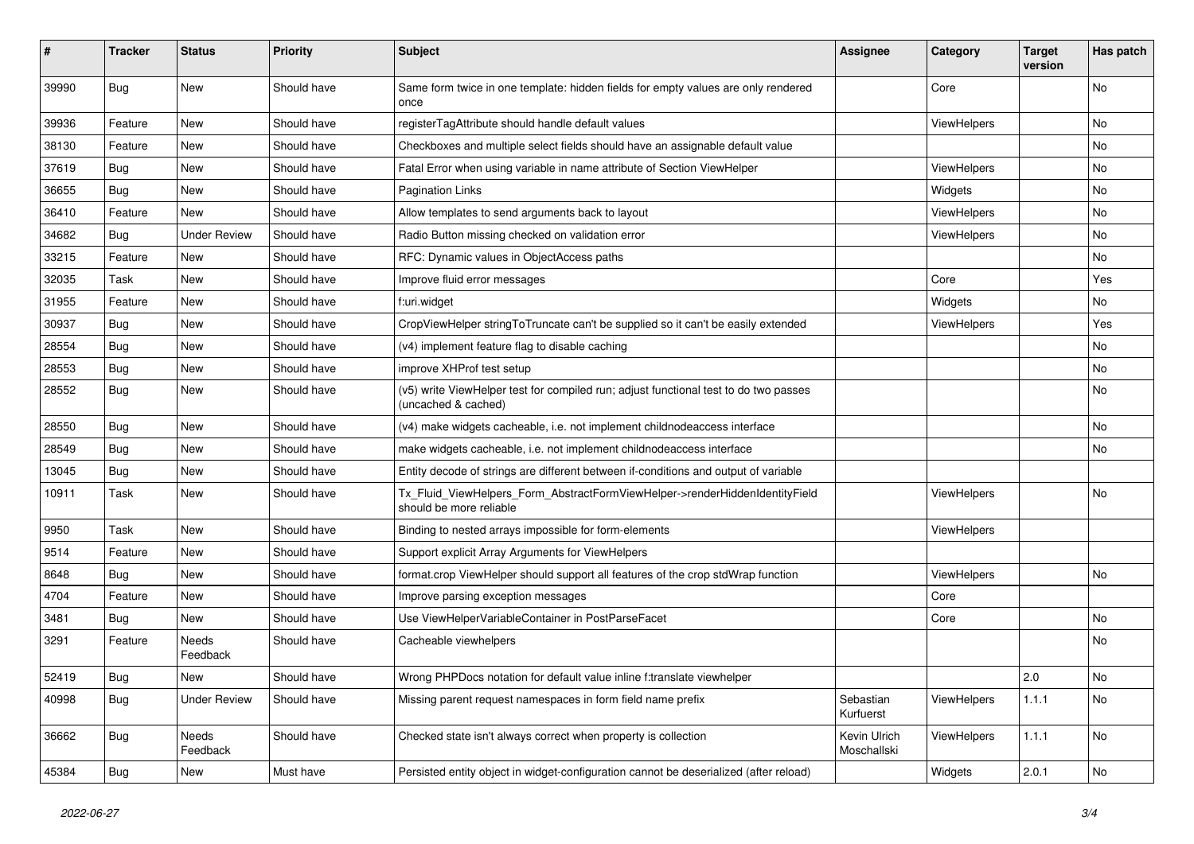| # | Tracker | Status | Priority | Subject | Assignee | Category | Target version | Has patch |
|---|---|---|---|---|---|---|---|---|
| 39990 | Bug | New | Should have | Same form twice in one template: hidden fields for empty values are only rendered once | | Core | | No |
| 39936 | Feature | New | Should have | registerTagAttribute should handle default values | | ViewHelpers | | No |
| 38130 | Feature | New | Should have | Checkboxes and multiple select fields should have an assignable default value | | | | No |
| 37619 | Bug | New | Should have | Fatal Error when using variable in name attribute of Section ViewHelper | | ViewHelpers | | No |
| 36655 | Bug | New | Should have | Pagination Links | | Widgets | | No |
| 36410 | Feature | New | Should have | Allow templates to send arguments back to layout | | ViewHelpers | | No |
| 34682 | Bug | Under Review | Should have | Radio Button missing checked on validation error | | ViewHelpers | | No |
| 33215 | Feature | New | Should have | RFC: Dynamic values in ObjectAccess paths | | | | No |
| 32035 | Task | New | Should have | Improve fluid error messages | | Core | | Yes |
| 31955 | Feature | New | Should have | f:uri.widget | | Widgets | | No |
| 30937 | Bug | New | Should have | CropViewHelper stringToTruncate can't be supplied so it can't be easily extended | | ViewHelpers | | Yes |
| 28554 | Bug | New | Should have | (v4) implement feature flag to disable caching | | | | No |
| 28553 | Bug | New | Should have | improve XHProf test setup | | | | No |
| 28552 | Bug | New | Should have | (v5) write ViewHelper test for compiled run; adjust functional test to do two passes (uncached & cached) | | | | No |
| 28550 | Bug | New | Should have | (v4) make widgets cacheable, i.e. not implement childnodeaccess interface | | | | No |
| 28549 | Bug | New | Should have | make widgets cacheable, i.e. not implement childnodeaccess interface | | | | No |
| 13045 | Bug | New | Should have | Entity decode of strings are different between if-conditions and output of variable | | | | |
| 10911 | Task | New | Should have | Tx_Fluid_ViewHelpers_Form_AbstractFormViewHelper->renderHiddenIdentityField should be more reliable | | ViewHelpers | | No |
| 9950 | Task | New | Should have | Binding to nested arrays impossible for form-elements | | ViewHelpers | | |
| 9514 | Feature | New | Should have | Support explicit Array Arguments for ViewHelpers | | | | |
| 8648 | Bug | New | Should have | format.crop ViewHelper should support all features of the crop stdWrap function | | ViewHelpers | | No |
| 4704 | Feature | New | Should have | Improve parsing exception messages | | Core | | |
| 3481 | Bug | New | Should have | Use ViewHelperVariableContainer in PostParseFacet | | Core | | No |
| 3291 | Feature | Needs Feedback | Should have | Cacheable viewhelpers | | | | No |
| 52419 | Bug | New | Should have | Wrong PHPDocs notation for default value inline f:translate viewhelper | | | 2.0 | No |
| 40998 | Bug | Under Review | Should have | Missing parent request namespaces in form field name prefix | Sebastian Kurfuerst | ViewHelpers | 1.1.1 | No |
| 36662 | Bug | Needs Feedback | Should have | Checked state isn't always correct when property is collection | Kevin Ulrich Moschallski | ViewHelpers | 1.1.1 | No |
| 45384 | Bug | New | Must have | Persisted entity object in widget-configuration cannot be deserialized (after reload) | | Widgets | 2.0.1 | No |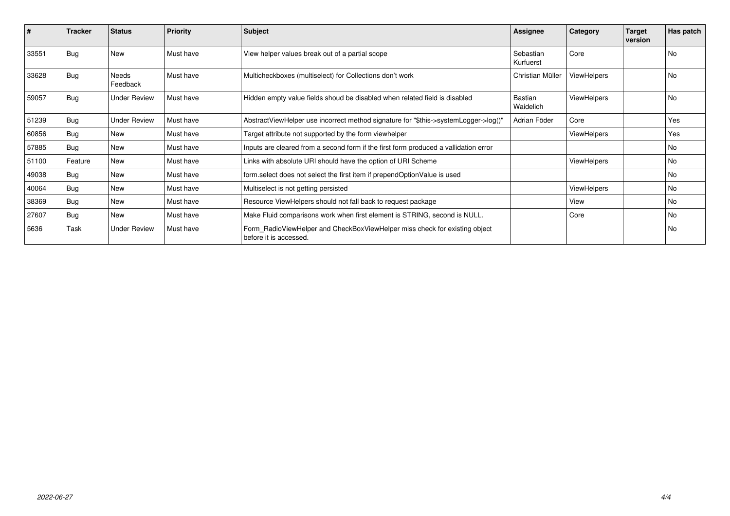| # | Tracker | Status | Priority | Subject | Assignee | Category | Target version | Has patch |
|---|---|---|---|---|---|---|---|---|
| 33551 | Bug | New | Must have | View helper values break out of a partial scope | Sebastian Kurfuerst | Core | | No |
| 33628 | Bug | Needs Feedback | Must have | Multicheckboxes (multiselect) for Collections don't work | Christian Müller | ViewHelpers | | No |
| 59057 | Bug | Under Review | Must have | Hidden empty value fields shoud be disabled when related field is disabled | Bastian Waidelich | ViewHelpers | | No |
| 51239 | Bug | Under Review | Must have | AbstractViewHelper use incorrect method signature for "$this->systemLogger->log()" | Adrian Föder | Core | | Yes |
| 60856 | Bug | New | Must have | Target attribute not supported by the form viewhelper | | ViewHelpers | | Yes |
| 57885 | Bug | New | Must have | Inputs are cleared from a second form if the first form produced a vallidation error | | | | No |
| 51100 | Feature | New | Must have | Links with absolute URI should have the option of URI Scheme | | ViewHelpers | | No |
| 49038 | Bug | New | Must have | form.select does not select the first item if prependOptionValue is used | | | | No |
| 40064 | Bug | New | Must have | Multiselect is not getting persisted | | ViewHelpers | | No |
| 38369 | Bug | New | Must have | Resource ViewHelpers should not fall back to request package | | View | | No |
| 27607 | Bug | New | Must have | Make Fluid comparisons work when first element is STRING, second is NULL. | | Core | | No |
| 5636 | Task | Under Review | Must have | Form_RadioViewHelper and CheckBoxViewHelper miss check for existing object before it is accessed. | | | | No |

*2022-06-27*